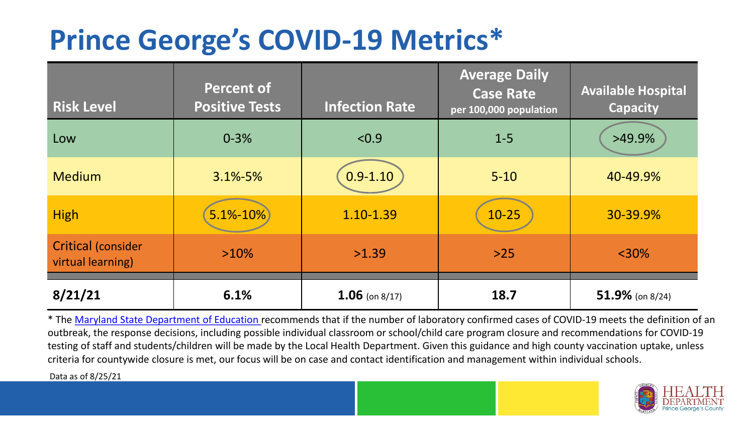# Prince George's COVID-19 Metrics*

| Risk Level | Percent of Positive Tests | Infection Rate | Average Daily Case Rate per 100,000 population | Available Hospital Capacity |
|---|---|---|---|---|
| Low | 0-3% | <0.9 | 1-5 | >49.9% |
| Medium | 3.1%-5% | 0.9-1.10 | 5-10 | 40-49.9% |
| High | 5.1%-10% | 1.10-1.39 | 10-25 | 30-39.9% |
| Critical (consider virtual learning) | >10% | >1.39 | >25 | <30% |
| **8/21/21** | **6.1%** | **1.06** (on 8/17) | **18.7** | **51.9%** (on 8/24) |

* The Maryland State Department of Education recommends that if the number of laboratory confirmed cases of COVID-19 meets the definition of an outbreak, the response decisions, including possible individual classroom or school/child care program closure and recommendations for COVID-19 testing of staff and students/children will be made by the Local Health Department. Given this guidance and high county vaccination uptake, unless criteria for countywide closure is met, our focus will be on case and contact identification and management within individual schools.

Data as of 8/25/21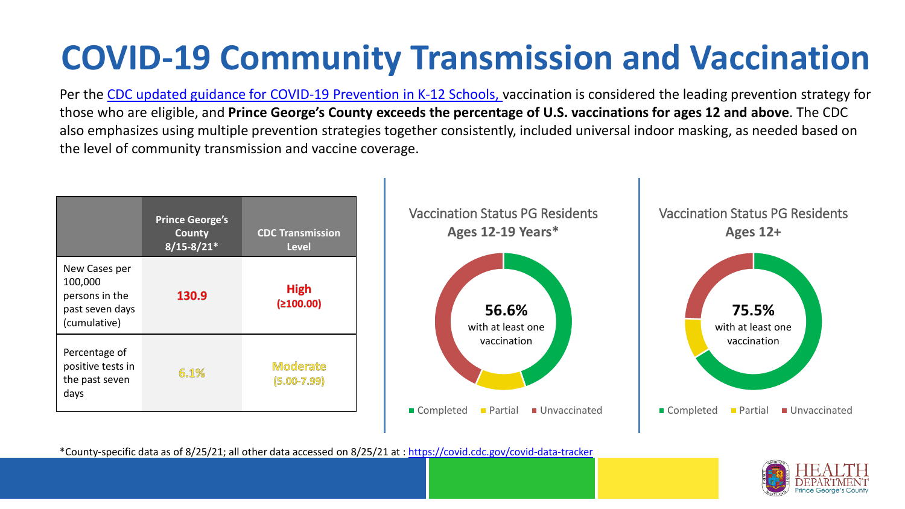# COVID-19 Community Transmission and Vaccination

Per the CDC updated guidance for COVID-19 Prevention in K-12 Schools, vaccination is considered the leading prevention strategy for those who are eligible, and **Prince George's County exceeds the percentage of U.S. vaccinations for ages 12 and above**. The CDC also emphasizes using multiple prevention strategies together consistently, included universal indoor masking, as needed based on the level of community transmission and vaccine coverage.

| | Prince George's County 8/15-8/21* | CDC Transmission Level |
|---|---|---|
| New Cases per 100,000 persons in the past seven days (cumulative) | **130.9** | **High (≥100.00)** |
| Percentage of positive tests in the past seven days | 6.1% | Moderate (5.00-7.99) |

**Vaccination Status PG Residents Ages 12-19 Years***

**56.6%** with at least one vaccination

Completed | Partial | Unvaccinated

**Vaccination Status PG Residents Ages 12+**

**75.5%** with at least one vaccination

Completed | Partial | Unvaccinated

*County-specific data as of 8/25/21; all other data accessed on 8/25/21 at : https://covid.cdc.gov/covid-data-tracker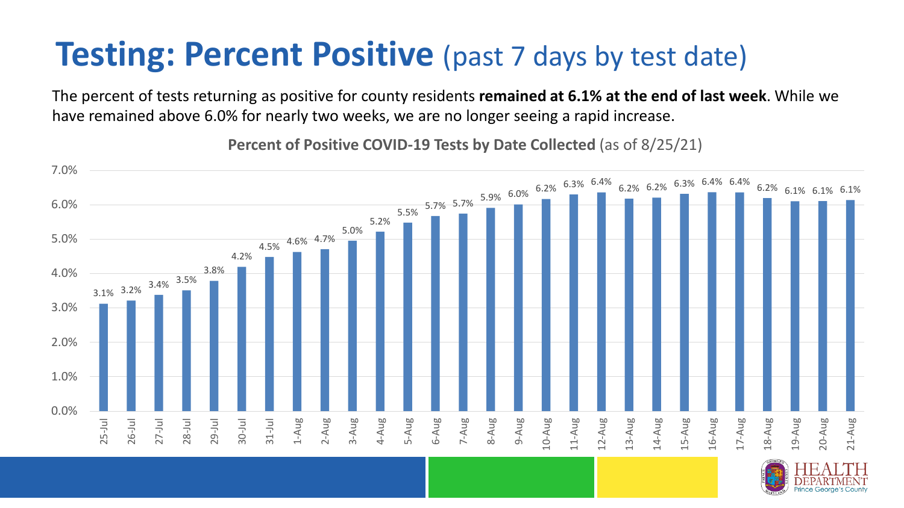# Testing: Percent Positive (past 7 days by test date)

The percent of tests returning as positive for county residents **remained at 6.1% at the end of last week**. While we have remained above 6.0% for nearly two weeks, we are no longer seeing a rapid increase.

**Percent of Positive COVID-19 Tests by Date Collected** (as of 8/25/21)

| Date | Percent Positive |
|---|---|
| 25-Jul | 3.1% |
| 26-Jul | 3.2% |
| 27-Jul | 3.4% |
| 28-Jul | 3.5% |
| 29-Jul | 3.8% |
| 30-Jul | 4.2% |
| 31-Jul | 4.5% |
| 1-Aug | 4.6% |
| 2-Aug | 4.7% |
| 3-Aug | 5.0% |
| 4-Aug | 5.2% |
| 5-Aug | 5.5% |
| 6-Aug | 5.7% |
| 7-Aug | 5.7% |
| 8-Aug | 5.9% |
| 9-Aug | 6.0% |
| 10-Aug | 6.2% |
| 11-Aug | 6.3% |
| 12-Aug | 6.4% |
| 13-Aug | 6.2% |
| 14-Aug | 6.2% |
| 15-Aug | 6.3% |
| 16-Aug | 6.4% |
| 17-Aug | 6.4% |
| 18-Aug | 6.2% |
| 19-Aug | 6.1% |
| 20-Aug | 6.1% |
| 21-Aug | 6.1% |

HEALTH DEPARTMENT Prince George's County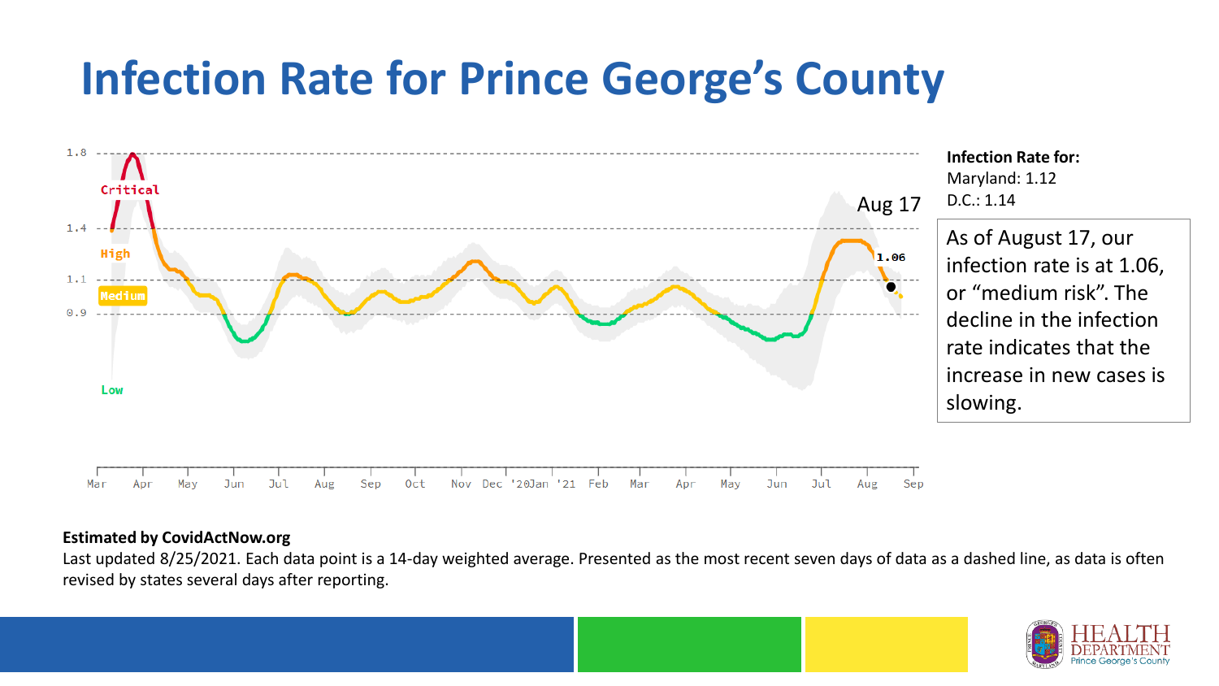# Infection Rate for Prince George's County

**Infection Rate for:**
Maryland: 1.12
D.C.: 1.14

As of August 17, our infection rate is at 1.06, or "medium risk". The decline in the infection rate indicates that the increase in new cases is slowing.

**Estimated by CovidActNow.org**

Last updated 8/25/2021. Each data point is a 14-day weighted average. Presented as the most recent seven days of data as a dashed line, as data is often revised by states several days after reporting.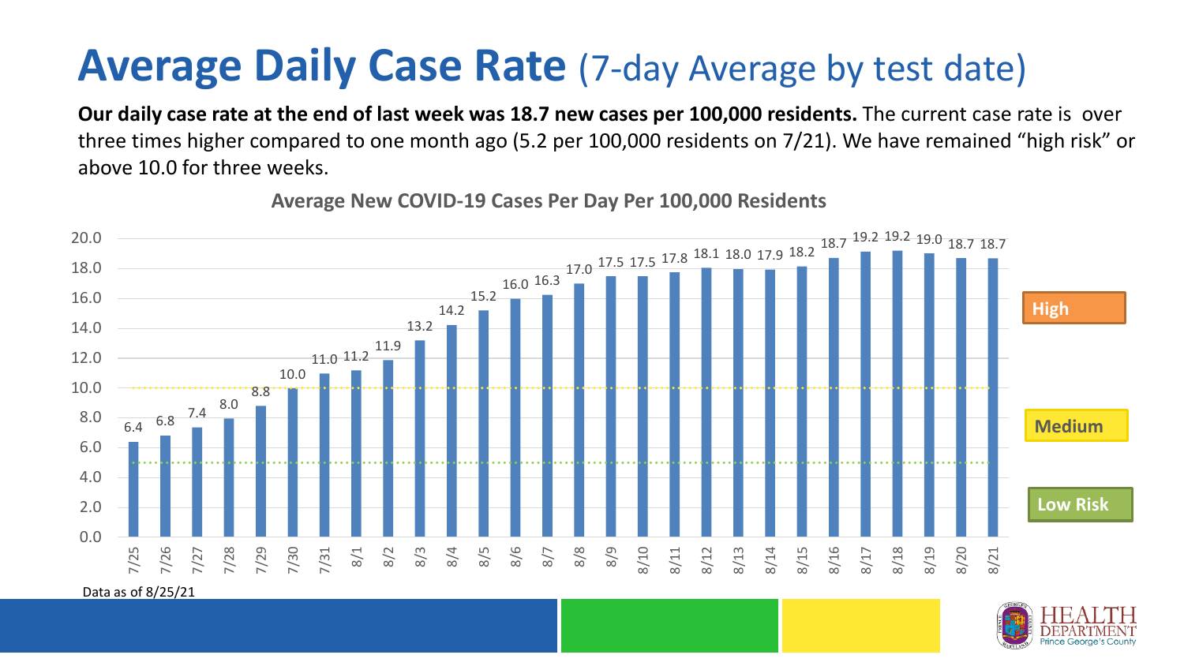# Average Daily Case Rate (7-day Average by test date)

**Our daily case rate at the end of last week was 18.7 new cases per 100,000 residents.** The current case rate is over three times higher compared to one month ago (5.2 per 100,000 residents on 7/21). We have remained "high risk" or above 10.0 for three weeks.

**Average New COVID-19 Cases Per Day Per 100,000 Residents**

| Date | Cases per 100,000 |
|---|---|
| 7/25 | 6.4 |
| 7/26 | 6.8 |
| 7/27 | 7.4 |
| 7/28 | 8.0 |
| 7/29 | 8.8 |
| 7/30 | 10.0 |
| 7/31 | 11.0 |
| 8/1 | 11.2 |
| 8/2 | 11.9 |
| 8/3 | 13.2 |
| 8/4 | 14.2 |
| 8/5 | 15.2 |
| 8/6 | 16.0 |
| 8/7 | 16.3 |
| 8/8 | 17.0 |
| 8/9 | 17.5 |
| 8/10 | 17.5 |
| 8/11 | 17.8 |
| 8/12 | 18.1 |
| 8/13 | 18.0 |
| 8/14 | 17.9 |
| 8/15 | 18.2 |
| 8/16 | 18.7 |
| 8/17 | 19.2 |
| 8/18 | 19.2 |
| 8/19 | 19.0 |
| 8/20 | 18.7 |
| 8/21 | 18.7 |

High

Medium

Low Risk

Data as of 8/25/21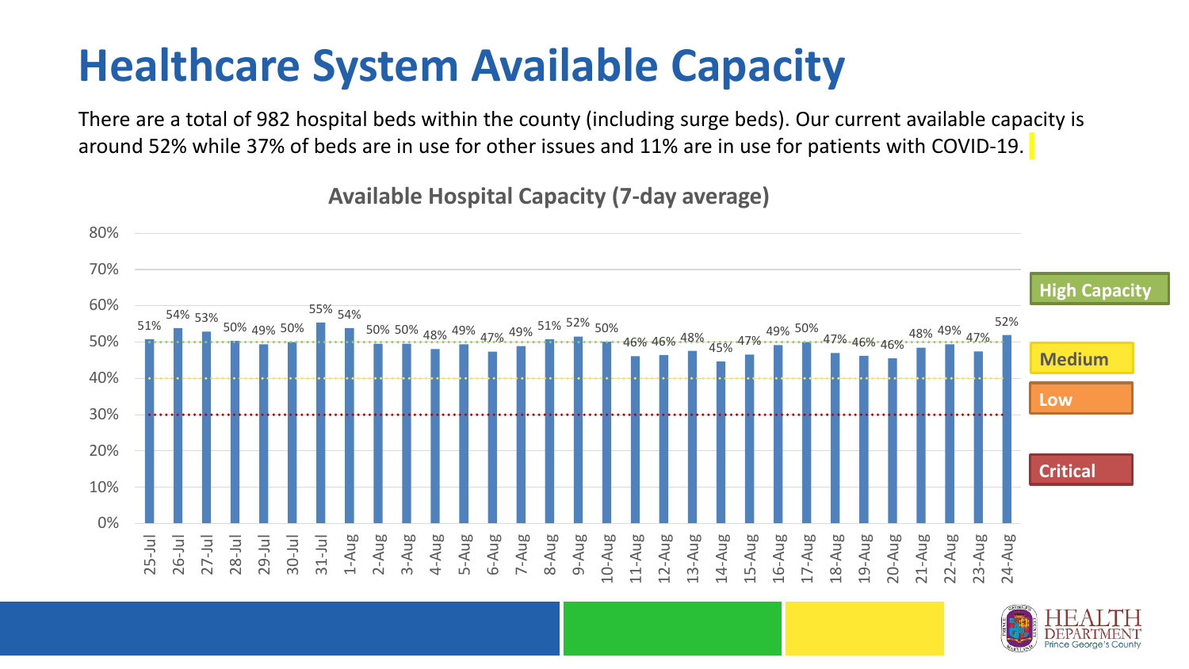# Healthcare System Available Capacity

There are a total of 982 hospital beds within the county (including surge beds). Our current available capacity is around 52% while 37% of beds are in use for other issues and 11% are in use for patients with COVID-19.

Available Hospital Capacity (7-day average)

80%
70%
60%
50%
40%
30%
20%
10%
0%

51% 54% 53% 50% 49% 50% 55% 54% 50% 50% 48% 49% 47% 49% 51% 52% 50% 46% 46% 48% 45% 47% 49% 50% 47% 46% 46% 48% 49% 47% 52%

25-Jul 26-Jul 27-Jul 28-Jul 29-Jul 30-Jul 31-Jul 1-Aug 2-Aug 3-Aug 4-Aug 5-Aug 6-Aug 7-Aug 8-Aug 9-Aug 10-Aug 11-Aug 12-Aug 13-Aug 14-Aug 15-Aug 16-Aug 17-Aug 18-Aug 19-Aug 20-Aug 21-Aug 22-Aug 23-Aug 24-Aug

High Capacity
Medium
Low
Critical